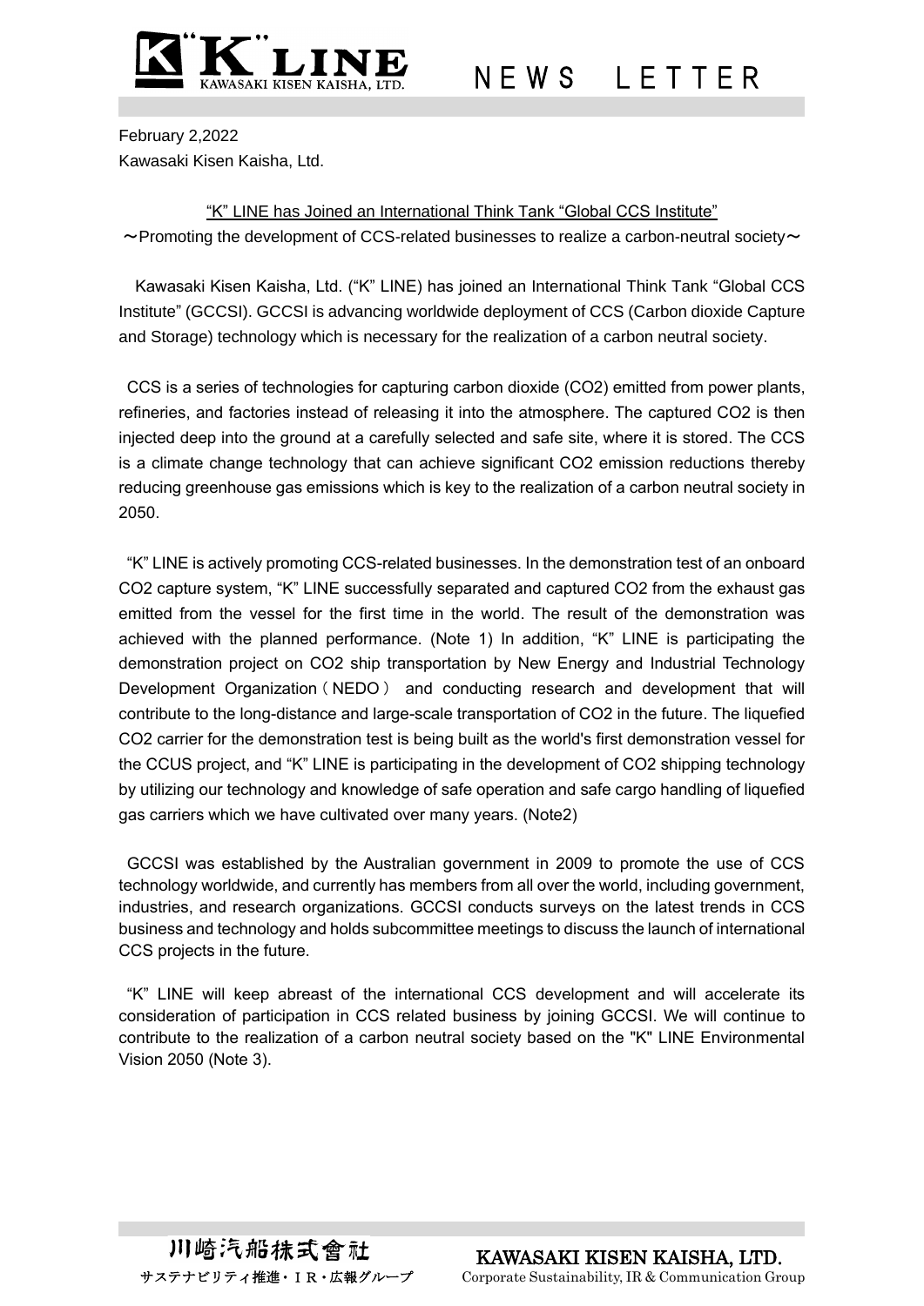February 2,2022

Kawasaki Kisen Kaisha, Ltd.

## “K” LINE has Joined an International Think Tank “Global CCS Institute”

～Promoting the development of CCS-related businesses to realize a carbon-neutral society～

Kawasaki Kisen Kaisha, Ltd. (“K” LINE) has joined an International Think Tank “Global CCS Institute” (GCCSI). GCCSI is advancing worldwide deployment of CCS (Carbon dioxide Capture and Storage) technology which is necessary for the realization of a carbon neutral society.

CCS is a series of technologies for capturing carbon dioxide ($CO_2$) emitted from power plants, refineries, and factories instead of releasing it into the atmosphere. The captured $CO_2$ is then injected deep into the ground at a carefully selected and safe site, where it is stored. The CCS is a climate change technology that can achieve significant $CO_2$ emission reductions thereby reducing greenhouse gas emissions which is key to the realization of a carbon neutral society in 2050.

“K” LINE is actively promoting CCS-related businesses. In the demonstration test of an onboard $CO_2$ capture system, “K” LINE successfully separated and captured $CO_2$ from the exhaust gas emitted from the vessel for the first time in the world. The result of the demonstration was achieved with the planned performance. (Note 1) In addition, “K” LINE is participating the demonstration project on $CO_2$ ship transportation by New Energy and Industrial Technology Development Organization（NEDO） and conducting research and development that will contribute to the long-distance and large-scale transportation of $CO_2$ in the future. The liquefied $CO_2$ carrier for the demonstration test is being built as the world's first demonstration vessel for the CCUS project, and “K” LINE is participating in the development of $CO_2$ shipping technology by utilizing our technology and knowledge of safe operation and safe cargo handling of liquefied gas carriers which we have cultivated over many years. (Note2)

GCCSI was established by the Australian government in 2009 to promote the use of CCS technology worldwide, and currently has members from all over the world, including government, industries, and research organizations. GCCSI conducts surveys on the latest trends in CCS business and technology and holds subcommittee meetings to discuss the launch of international CCS projects in the future.

“K” LINE will keep abreast of the international CCS development and will accelerate its consideration of participation in CCS related business by joining GCCSI. We will continue to contribute to the realization of a carbon neutral society based on the "K" LINE Environmental Vision 2050 (Note 3).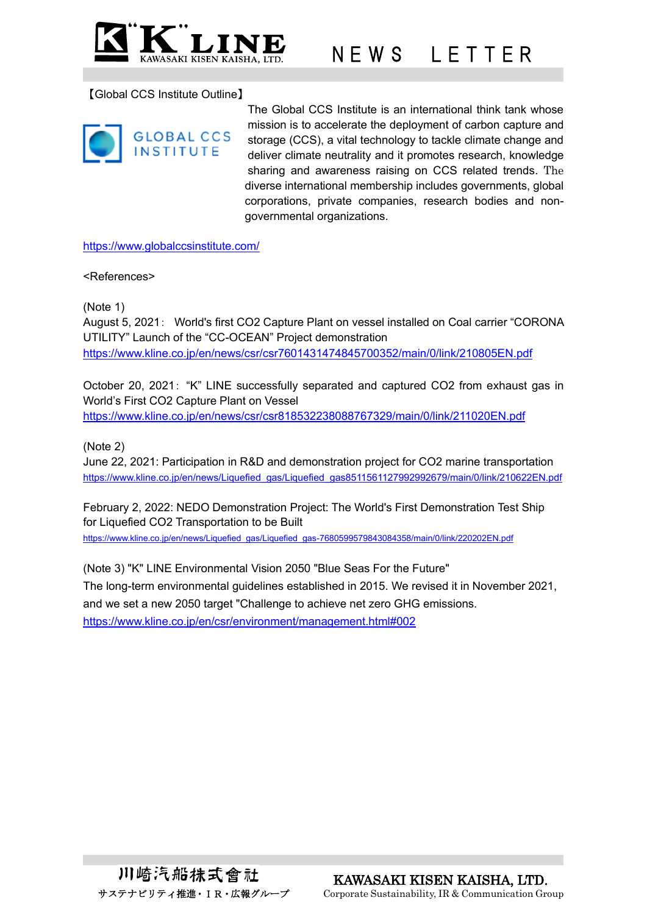【Global CCS Institute Outline】

GLOBAL CCS INSTITUTE

The Global CCS Institute is an international think tank whose mission is to accelerate the deployment of carbon capture and storage (CCS), a vital technology to tackle climate change and deliver climate neutrality and it promotes research, knowledge sharing and awareness raising on CCS related trends. The diverse international membership includes governments, global corporations, private companies, research bodies and non-governmental organizations.

https://www.globalccsinstitute.com/

<References>

(Note 1)

August 5, 2021： World's first CO2 Capture Plant on vessel installed on Coal carrier “CORONA UTILITY” Launch of the “CC-OCEAN” Project demonstration

https://www.kline.co.jp/en/news/csr/csr7601431474845700352/main/0/link/210805EN.pdf

October 20, 2021：“K” LINE successfully separated and captured CO2 from exhaust gas in World’s First CO2 Capture Plant on Vessel

https://www.kline.co.jp/en/news/csr/csr818532238088767329/main/0/link/211020EN.pdf

(Note 2)

June 22, 2021: Participation in R&D and demonstration project for CO2 marine transportation

https://www.kline.co.jp/en/news/Liquefied_gas/Liquefied_gas8511561127992992679/main/0/link/210622EN.pdf

February 2, 2022: NEDO Demonstration Project: The World's First Demonstration Test Ship for Liquefied CO2 Transportation to be Built

https://www.kline.co.jp/en/news/Liquefied_gas/Liquefied_gas-7680599579843084358/main/0/link/220202EN.pdf

(Note 3) "K" LINE Environmental Vision 2050 "Blue Seas For the Future"

The long-term environmental guidelines established in 2015. We revised it in November 2021, and we set a new 2050 target "Challenge to achieve net zero GHG emissions.

https://www.kline.co.jp/en/csr/environment/management.html#002